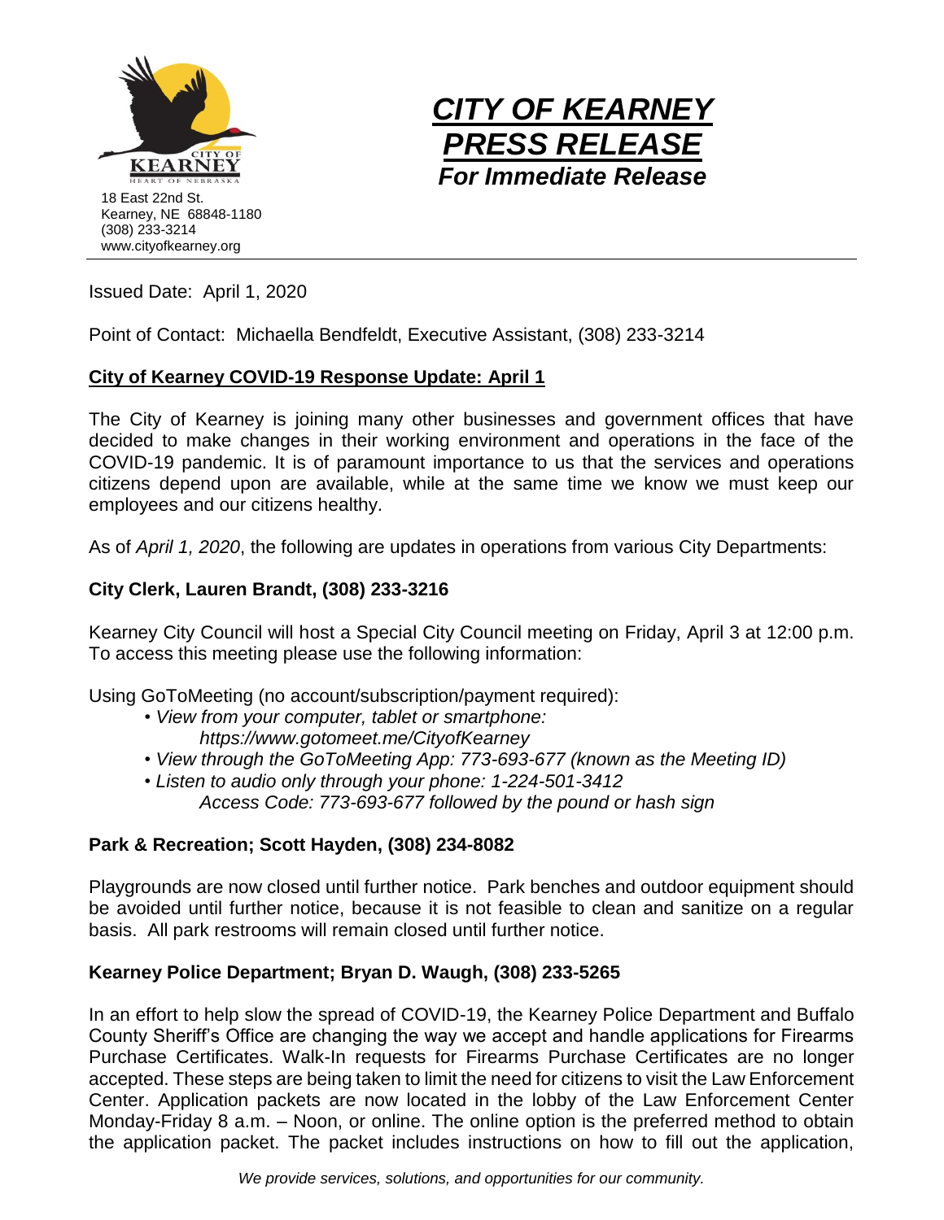CITY OF KEARNEY
HEART OF NEBRASKA

18 East 22nd St.
Kearney, NE 68848-1180
(308) 233-3214
www.cityofkearney.org

# CITY OF KEARNEY PRESS RELEASE

***For Immediate Release***

Issued Date: April 1, 2020

Point of Contact: Michaella Bendfeldt, Executive Assistant, (308) 233-3214

## City of Kearney COVID-19 Response Update: April 1

The City of Kearney is joining many other businesses and government offices that have decided to make changes in their working environment and operations in the face of the COVID-19 pandemic. It is of paramount importance to us that the services and operations citizens depend upon are available, while at the same time we know we must keep our employees and our citizens healthy.

As of *April 1, 2020*, the following are updates in operations from various City Departments:

### City Clerk, Lauren Brandt, (308) 233-3216

Kearney City Council will host a Special City Council meeting on Friday, April 3 at 12:00 p.m. To access this meeting please use the following information:

Using GoToMeeting (no account/subscription/payment required):

- *View from your computer, tablet or smartphone:*
  *https://www.gotomeet.me/CityofKearney*
- *View through the GoToMeeting App: 773-693-677 (known as the Meeting ID)*
- *Listen to audio only through your phone: 1-224-501-3412*
  *Access Code: 773-693-677 followed by the pound or hash sign*

### Park & Recreation; Scott Hayden, (308) 234-8082

Playgrounds are now closed until further notice. Park benches and outdoor equipment should be avoided until further notice, because it is not feasible to clean and sanitize on a regular basis. All park restrooms will remain closed until further notice.

### Kearney Police Department; Bryan D. Waugh, (308) 233-5265

In an effort to help slow the spread of COVID-19, the Kearney Police Department and Buffalo County Sheriff's Office are changing the way we accept and handle applications for Firearms Purchase Certificates. Walk-In requests for Firearms Purchase Certificates are no longer accepted. These steps are being taken to limit the need for citizens to visit the Law Enforcement Center. Application packets are now located in the lobby of the Law Enforcement Center Monday-Friday 8 a.m. – Noon, or online. The online option is the preferred method to obtain the application packet. The packet includes instructions on how to fill out the application,

*We provide services, solutions, and opportunities for our community.*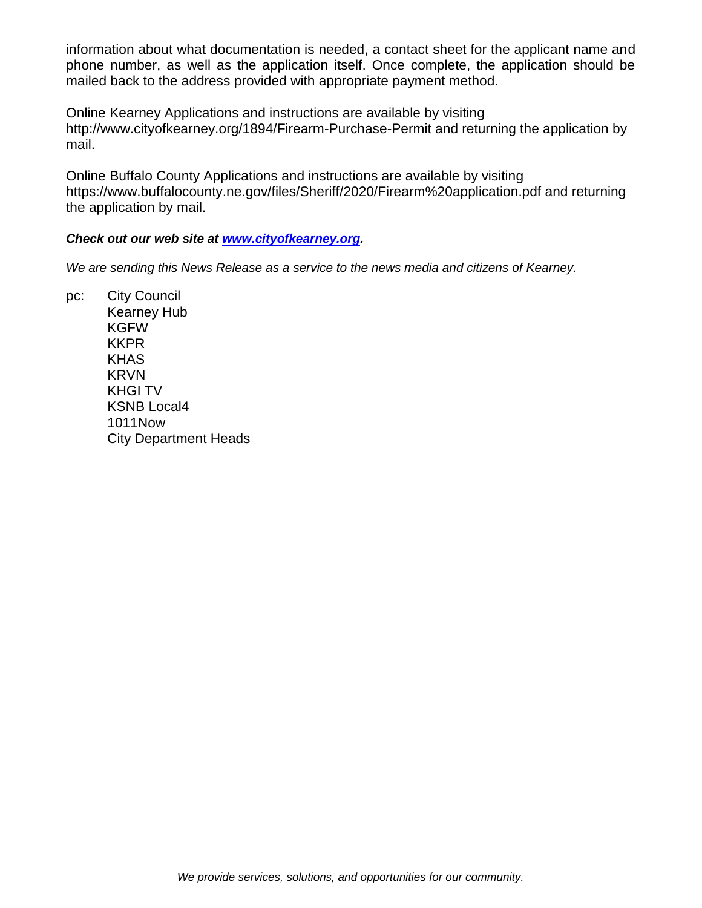information about what documentation is needed, a contact sheet for the applicant name and phone number, as well as the application itself. Once complete, the application should be mailed back to the address provided with appropriate payment method.

Online Kearney Applications and instructions are available by visiting http://www.cityofkearney.org/1894/Firearm-Purchase-Permit and returning the application by mail.

Online Buffalo County Applications and instructions are available by visiting https://www.buffalocounty.ne.gov/files/Sheriff/2020/Firearm%20application.pdf and returning the application by mail.

***Check out our web site at [www.cityofkearney.org](http://www.cityofkearney.org).***

*We are sending this News Release as a service to the news media and citizens of Kearney.*

pc: City Council
Kearney Hub
KGFW
KKPR
KHAS
KRVN
KHGI TV
KSNB Local4
1011Now
City Department Heads

*We provide services, solutions, and opportunities for our community.*